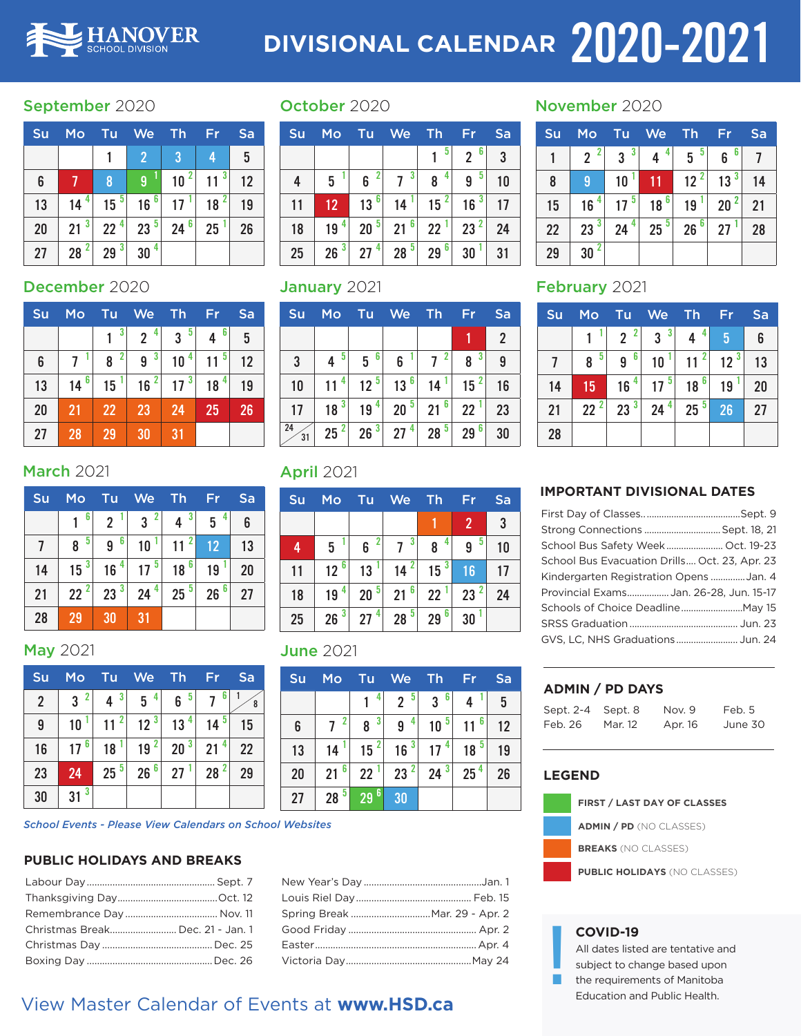# HANOVER SCHOOL DIVISION — DIVISIONAL CALENDAR 2020-2021

## September 2020

| Su | Mo | Tu | We | Th | Fr | Sa |
|---|---|---|---|---|---|---|
| | | 1 | 2 | 3 | 4 | 5 |
| 6 | 7 | 8 | 9 [1] | 10 [2] | 11 [3] | 12 |
| 13 | 14 [4] | 15 [5] | 16 [6] | 17 [1] | 18 [2] | 19 |
| 20 | 21 [3] | 22 [4] | 23 [5] | 24 [6] | 25 [1] | 26 |
| 27 | 28 [2] | 29 [3] | 30 [4] | | | |

## October 2020

| Su | Mo | Tu | We | Th | Fr | Sa |
|---|---|---|---|---|---|---|
| | | | | 1 [5] | 2 [6] | 3 |
| 4 | 5 [1] | 6 [2] | 7 [3] | 8 [4] | 9 [5] | 10 |
| 11 | 12 | 13 [6] | 14 [1] | 15 [2] | 16 [3] | 17 |
| 18 | 19 [4] | 20 [5] | 21 [6] | 22 [1] | 23 [2] | 24 |
| 25 | 26 [3] | 27 [4] | 28 [5] | 29 [6] | 30 [1] | 31 |

## November 2020

| Su | Mo | Tu | We | Th | Fr | Sa |
|---|---|---|---|---|---|---|
| 1 | 2 [2] | 3 [3] | 4 [4] | 5 [5] | 6 [6] | 7 |
| 8 | 9 | 10 [1] | 11 | 12 [2] | 13 [3] | 14 |
| 15 | 16 [4] | 17 [5] | 18 [6] | 19 [1] | 20 [2] | 21 |
| 22 | 23 [3] | 24 [4] | 25 [5] | 26 [6] | 27 [1] | 28 |
| 29 | 30 [2] | | | | | |

## December 2020

| Su | Mo | Tu | We | Th | Fr | Sa |
|---|---|---|---|---|---|---|
| | | 1 [3] | 2 [4] | 3 [5] | 4 [6] | 5 |
| 6 | 7 [1] | 8 [2] | 9 [3] | 10 [4] | 11 [5] | 12 |
| 13 | 14 [6] | 15 [1] | 16 [2] | 17 [3] | 18 [4] | 19 |
| 20 | 21 | 22 | 23 | 24 | 25 | 26 |
| 27 | 28 | 29 | 30 | 31 | | |

## January 2021

| Su | Mo | Tu | We | Th | Fr | Sa |
|---|---|---|---|---|---|---|
| | | | | | 1 | 2 |
| 3 | 4 [5] | 5 [6] | 6 [1] | 7 [2] | 8 [3] | 9 |
| 10 | 11 [4] | 12 [5] | 13 [6] | 14 [1] | 15 [2] | 16 |
| 17 | 18 [3] | 19 [4] | 20 [5] | 21 [6] | 22 [1] | 23 |
| 24 / 31 | 25 [2] | 26 [3] | 27 [4] | 28 [5] | 29 [6] | 30 |

## February 2021

| Su | Mo | Tu | We | Th | Fr | Sa |
|---|---|---|---|---|---|---|
| | 1 [1] | 2 [2] | 3 [3] | 4 [4] | 5 | 6 |
| 7 | 8 [5] | 9 [6] | 10 [1] | 11 [2] | 12 [3] | 13 |
| 14 | 15 | 16 [4] | 17 [5] | 18 [6] | 19 [1] | 20 |
| 21 | 22 [2] | 23 [3] | 24 [4] | 25 [5] | 26 | 27 |
| 28 | | | | | | |

## March 2021

| Su | Mo | Tu | We | Th | Fr | Sa |
|---|---|---|---|---|---|---|
| | 1 [6] | 2 [1] | 3 [2] | 4 [3] | 5 [4] | 6 |
| 7 | 8 [5] | 9 [6] | 10 [1] | 11 [2] | 12 | 13 |
| 14 | 15 [3] | 16 [4] | 17 [5] | 18 [6] | 19 [1] | 20 |
| 21 | 22 [2] | 23 [3] | 24 [4] | 25 [5] | 26 [6] | 27 |
| 28 | 29 | 30 | 31 | | | |

## April 2021

| Su | Mo | Tu | We | Th | Fr | Sa |
|---|---|---|---|---|---|---|
| | | | | 1 | 2 | 3 |
| 4 | 5 [1] | 6 [2] | 7 [3] | 8 [4] | 9 [5] | 10 |
| 11 | 12 [6] | 13 [1] | 14 [2] | 15 [3] | 16 | 17 |
| 18 | 19 [4] | 20 [5] | 21 [6] | 22 [1] | 23 [2] | 24 |
| 25 | 26 [3] | 27 [4] | 28 [5] | 29 [6] | 30 [1] | |

## May 2021

| Su | Mo | Tu | We | Th | Fr | Sa |
|---|---|---|---|---|---|---|
| 2 | 3 [2] | 4 [3] | 5 [4] | 6 [5] | 7 [6] | 1 / 8 |
| 9 | 10 [1] | 11 [2] | 12 [3] | 13 [4] | 14 [5] | 15 |
| 16 | 17 [6] | 18 [1] | 19 [2] | 20 [3] | 21 [4] | 22 |
| 23 | 24 | 25 [5] | 26 [6] | 27 [1] | 28 [2] | 29 |
| 30 | 31 [3] | | | | | |

## June 2021

| Su | Mo | Tu | We | Th | Fr | Sa |
|---|---|---|---|---|---|---|
| | | 1 [4] | 2 [5] | 3 [6] | 4 [1] | 5 |
| 6 | 7 [2] | 8 [3] | 9 [4] | 10 [5] | 11 [6] | 12 |
| 13 | 14 [1] | 15 [2] | 16 [3] | 17 [4] | 18 [5] | 19 |
| 20 | 21 [6] | 22 [1] | 23 [2] | 24 [3] | 25 [4] | 26 |
| 27 | 28 [5] | 29 [6] | 30 | | | |

*School Events - Please View Calendars on School Websites*

## IMPORTANT DIVISIONAL DATES

- First Day of Classes........ Sept. 9
- Strong Connections........ Sept. 18, 21
- School Bus Safety Week........ Oct. 19-23
- School Bus Evacuation Drills.... Oct. 23, Apr. 23
- Kindergarten Registration Opens........ Jan. 4
- Provincial Exams........ Jan. 26-28, Jun. 15-17
- Schools of Choice Deadline........ May 15
- SRSS Graduation........ Jun. 23
- GVS, LC, NHS Graduations........ Jun. 24

## ADMIN / PD DAYS

| | | | |
|---|---|---|---|
| Sept. 2-4 | Sept. 8 | Nov. 9 | Feb. 5 |
| Feb. 26 | Mar. 12 | Apr. 16 | June 30 |

## LEGEND

- **FIRST / LAST DAY OF CLASSES**
- **ADMIN / PD** (NO CLASSES)
- **BREAKS** (NO CLASSES)
- **PUBLIC HOLIDAYS** (NO CLASSES)

## PUBLIC HOLIDAYS AND BREAKS

- Labour Day........ Sept. 7
- Thanksgiving Day........ Oct. 12
- Remembrance Day........ Nov. 11
- Christmas Break........ Dec. 21 - Jan. 1
- Christmas Day........ Dec. 25
- Boxing Day........ Dec. 26
- New Year's Day........ Jan. 1
- Louis Riel Day........ Feb. 15
- Spring Break........ Mar. 29 - Apr. 2
- Good Friday........ Apr. 2
- Easter........ Apr. 4
- Victoria Day........ May 24

## COVID-19

All dates listed are tentative and subject to change based upon the requirements of Manitoba Education and Public Health.

View Master Calendar of Events at **www.HSD.ca**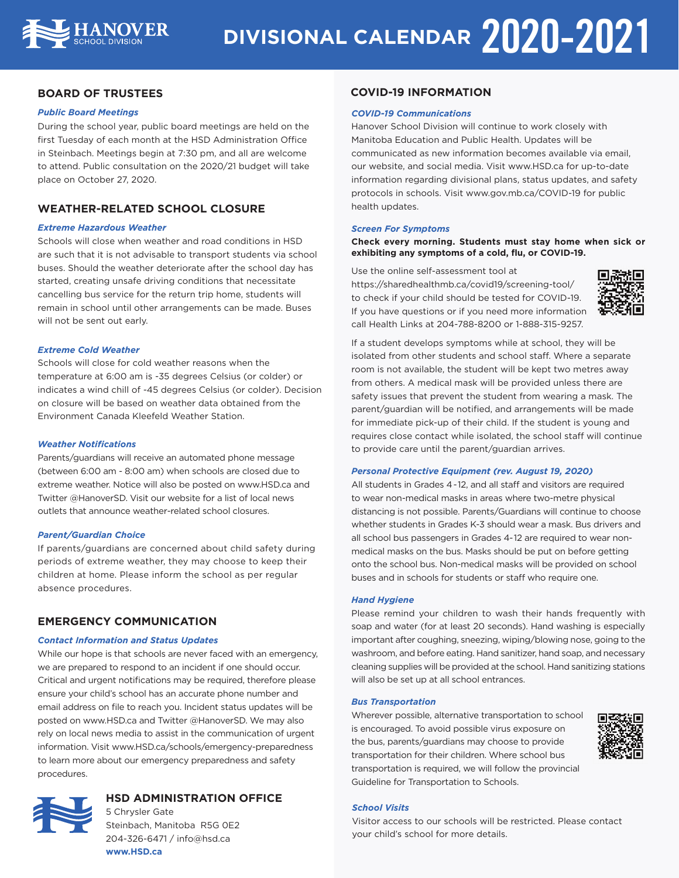# HANOVER SCHOOL DIVISION — DIVISIONAL CALENDAR 2020-2021

## BOARD OF TRUSTEES

### *Public Board Meetings*

During the school year, public board meetings are held on the first Tuesday of each month at the HSD Administration Office in Steinbach. Meetings begin at 7:30 pm, and all are welcome to attend. Public consultation on the 2020/21 budget will take place on October 27, 2020.

## WEATHER-RELATED SCHOOL CLOSURE

### *Extreme Hazardous Weather*

Schools will close when weather and road conditions in HSD are such that it is not advisable to transport students via school buses. Should the weather deteriorate after the school day has started, creating unsafe driving conditions that necessitate cancelling bus service for the return trip home, students will remain in school until other arrangements can be made. Buses will not be sent out early.

### *Extreme Cold Weather*

Schools will close for cold weather reasons when the temperature at 6:00 am is -35 degrees Celsius (or colder) or indicates a wind chill of -45 degrees Celsius (or colder). Decision on closure will be based on weather data obtained from the Environment Canada Kleefeld Weather Station.

### *Weather Notifications*

Parents/guardians will receive an automated phone message (between 6:00 am - 8:00 am) when schools are closed due to extreme weather. Notice will also be posted on www.HSD.ca and Twitter @HanoverSD. Visit our website for a list of local news outlets that announce weather-related school closures.

### *Parent/Guardian Choice*

If parents/guardians are concerned about child safety during periods of extreme weather, they may choose to keep their children at home. Please inform the school as per regular absence procedures.

## EMERGENCY COMMUNICATION

### *Contact Information and Status Updates*

While our hope is that schools are never faced with an emergency, we are prepared to respond to an incident if one should occur. Critical and urgent notifications may be required, therefore please ensure your child's school has an accurate phone number and email address on file to reach you. Incident status updates will be posted on www.HSD.ca and Twitter @HanoverSD. We may also rely on local news media to assist in the communication of urgent information. Visit www.HSD.ca/schools/emergency-preparedness to learn more about our emergency preparedness and safety procedures.

### HSD ADMINISTRATION OFFICE

5 Chrysler Gate
Steinbach, Manitoba R5G 0E2
204-326-6471 / info@hsd.ca
**www.HSD.ca**

## COVID-19 INFORMATION

### *COVID-19 Communications*

Hanover School Division will continue to work closely with Manitoba Education and Public Health. Updates will be communicated as new information becomes available via email, our website, and social media. Visit www.HSD.ca for up-to-date information regarding divisional plans, status updates, and safety protocols in schools. Visit www.gov.mb.ca/COVID-19 for public health updates.

### *Screen For Symptoms*

**Check every morning. Students must stay home when sick or exhibiting any symptoms of a cold, flu, or COVID-19.**

Use the online self-assessment tool at https://sharedhealthmb.ca/covid19/screening-tool/ to check if your child should be tested for COVID-19. If you have questions or if you need more information call Health Links at 204-788-8200 or 1-888-315-9257.

If a student develops symptoms while at school, they will be isolated from other students and school staff. Where a separate room is not available, the student will be kept two metres away from others. A medical mask will be provided unless there are safety issues that prevent the student from wearing a mask. The parent/guardian will be notified, and arrangements will be made for immediate pick-up of their child. If the student is young and requires close contact while isolated, the school staff will continue to provide care until the parent/guardian arrives.

### *Personal Protective Equipment (rev. August 19, 2020)*

All students in Grades 4-12, and all staff and visitors are required to wear non-medical masks in areas where two-metre physical distancing is not possible. Parents/Guardians will continue to choose whether students in Grades K-3 should wear a mask. Bus drivers and all school bus passengers in Grades 4-12 are required to wear non-medical masks on the bus. Masks should be put on before getting onto the school bus. Non-medical masks will be provided on school buses and in schools for students or staff who require one.

### *Hand Hygiene*

Please remind your children to wash their hands frequently with soap and water (for at least 20 seconds). Hand washing is especially important after coughing, sneezing, wiping/blowing nose, going to the washroom, and before eating. Hand sanitizer, hand soap, and necessary cleaning supplies will be provided at the school. Hand sanitizing stations will also be set up at all school entrances.

### *Bus Transportation*

Wherever possible, alternative transportation to school is encouraged. To avoid possible virus exposure on the bus, parents/guardians may choose to provide transportation for their children. Where school bus transportation is required, we will follow the provincial Guideline for Transportation to Schools.

### *School Visits*

Visitor access to our schools will be restricted. Please contact your child's school for more details.